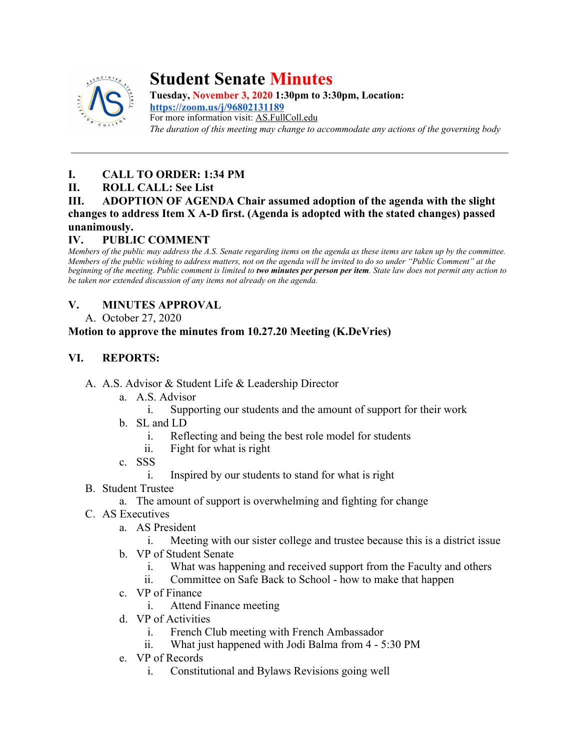# Student Senate Minutes

**Tuesday, November 3, 2020 1:30pm to 3:30pm, Location:**
**https://zoom.us/j/96802131189**
For more information visit: AS.FullColl.edu
*The duration of this meeting may change to accommodate any actions of the governing body*

---

**I. CALL TO ORDER: 1:34 PM**

**II. ROLL CALL: See List**

**III. ADOPTION OF AGENDA Chair assumed adoption of the agenda with the slight changes to address Item X A-D first. (Agenda is adopted with the stated changes) passed unanimously.**

**IV. PUBLIC COMMENT**

*Members of the public may address the A.S. Senate regarding items on the agenda as these items are taken up by the committee. Members of the public wishing to address matters, not on the agenda will be invited to do so under "Public Comment" at the beginning of the meeting. Public comment is limited to **two minutes per person per item**. State law does not permit any action to be taken nor extended discussion of any items not already on the agenda.*

**V. MINUTES APPROVAL**

A. October 27, 2020

**Motion to approve the minutes from 10.27.20 Meeting (K.DeVries)**

**VI. REPORTS:**

A. A.S. Advisor & Student Life & Leadership Director
   - a. A.S. Advisor
     - i. Supporting our students and the amount of support for their work
   - b. SL and LD
     - i. Reflecting and being the best role model for students
     - ii. Fight for what is right
   - c. SSS
     - i. Inspired by our students to stand for what is right

B. Student Trustee
   - a. The amount of support is overwhelming and fighting for change

C. AS Executives
   - a. AS President
     - i. Meeting with our sister college and trustee because this is a district issue
   - b. VP of Student Senate
     - i. What was happening and received support from the Faculty and others
     - ii. Committee on Safe Back to School - how to make that happen
   - c. VP of Finance
     - i. Attend Finance meeting
   - d. VP of Activities
     - i. French Club meeting with French Ambassador
     - ii. What just happened with Jodi Balma from 4 - 5:30 PM
   - e. VP of Records
     - i. Constitutional and Bylaws Revisions going well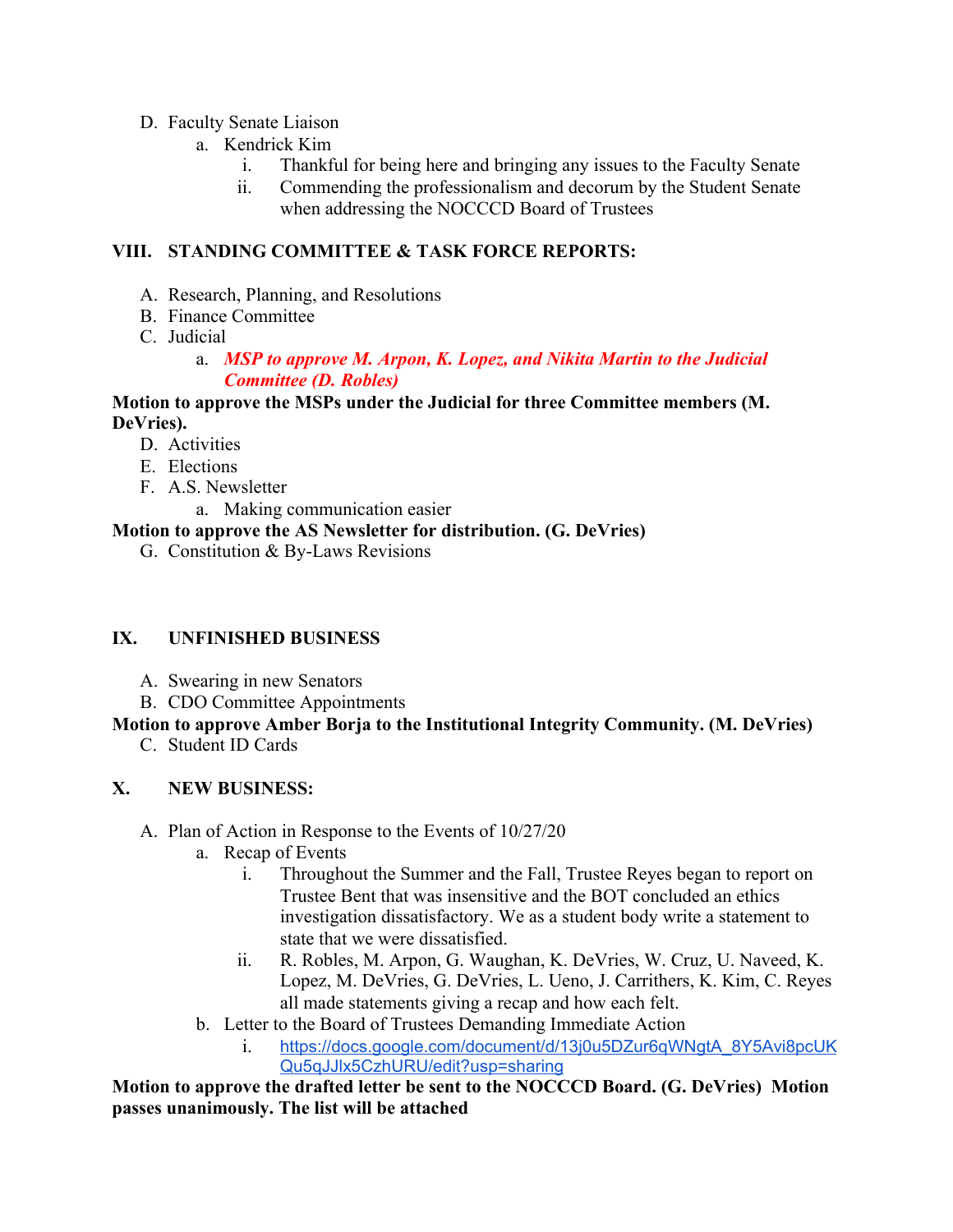D. Faculty Senate Liaison
   a. Kendrick Kim
      i. Thankful for being here and bringing any issues to the Faculty Senate
      ii. Commending the professionalism and decorum by the Student Senate when addressing the NOCCCD Board of Trustees

## VIII. STANDING COMMITTEE & TASK FORCE REPORTS:

A. Research, Planning, and Resolutions
B. Finance Committee
C. Judicial
   a. ***MSP to approve M. Arpon, K. Lopez, and Nikita Martin to the Judicial Committee (D. Robles)***

**Motion to approve the MSPs under the Judicial for three Committee members (M. DeVries).**

D. Activities
E. Elections
F. A.S. Newsletter
   a. Making communication easier

**Motion to approve the AS Newsletter for distribution. (G. DeVries)**

G. Constitution & By-Laws Revisions

## IX. UNFINISHED BUSINESS

A. Swearing in new Senators
B. CDO Committee Appointments

**Motion to approve Amber Borja to the Institutional Integrity Community. (M. DeVries)**

C. Student ID Cards

## X. NEW BUSINESS:

A. Plan of Action in Response to the Events of 10/27/20
   a. Recap of Events
      i. Throughout the Summer and the Fall, Trustee Reyes began to report on Trustee Bent that was insensitive and the BOT concluded an ethics investigation dissatisfactory. We as a student body write a statement to state that we were dissatisfied.
      ii. R. Robles, M. Arpon, G. Waughan, K. DeVries, W. Cruz, U. Naveed, K. Lopez, M. DeVries, G. DeVries, L. Ueno, J. Carrithers, K. Kim, C. Reyes all made statements giving a recap and how each felt.
   b. Letter to the Board of Trustees Demanding Immediate Action
      i. https://docs.google.com/document/d/13j0u5DZur6qWNgtA_8Y5Avi8pcUKQu5qJJlx5CzhURU/edit?usp=sharing

**Motion to approve the drafted letter be sent to the NOCCCD Board. (G. DeVries) Motion passes unanimously. The list will be attached**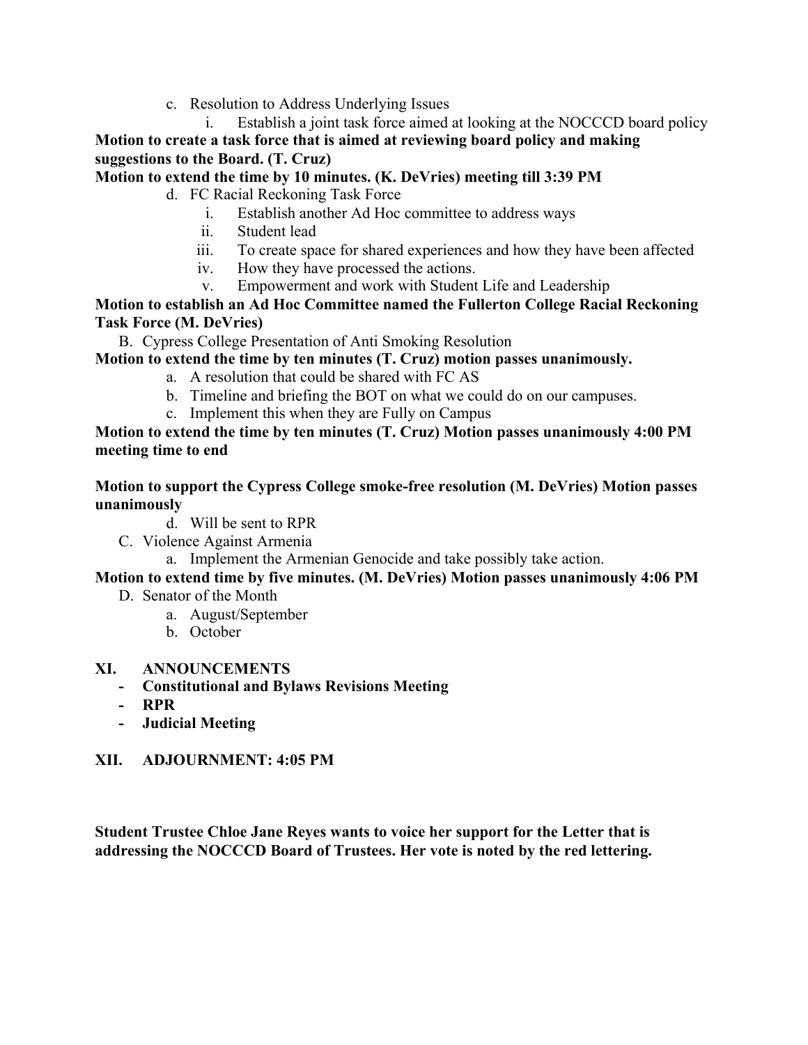c. Resolution to Address Underlying Issues
   i. Establish a joint task force aimed at looking at the NOCCCD board policy

**Motion to create a task force that is aimed at reviewing board policy and making suggestions to the Board. (T. Cruz)**

**Motion to extend the time by 10 minutes. (K. DeVries) meeting till 3:39 PM**

d. FC Racial Reckoning Task Force
   i. Establish another Ad Hoc committee to address ways
   ii. Student lead
   iii. To create space for shared experiences and how they have been affected
   iv. How they have processed the actions.
   v. Empowerment and work with Student Life and Leadership

**Motion to establish an Ad Hoc Committee named the Fullerton College Racial Reckoning Task Force (M. DeVries)**

B. Cypress College Presentation of Anti Smoking Resolution

**Motion to extend the time by ten minutes (T. Cruz) motion passes unanimously.**

a. A resolution that could be shared with FC AS
b. Timeline and briefing the BOT on what we could do on our campuses.
c. Implement this when they are Fully on Campus

**Motion to extend the time by ten minutes (T. Cruz) Motion passes unanimously 4:00 PM meeting time to end**

**Motion to support the Cypress College smoke-free resolution (M. DeVries) Motion passes unanimously**

d. Will be sent to RPR

C. Violence Against Armenia
   a. Implement the Armenian Genocide and take possibly take action.

**Motion to extend time by five minutes. (M. DeVries) Motion passes unanimously 4:06 PM**

D. Senator of the Month
   a. August/September
   b. October

## XI. ANNOUNCEMENTS

- **Constitutional and Bylaws Revisions Meeting**
- **RPR**
- **Judicial Meeting**

## XII. ADJOURNMENT: 4:05 PM

**Student Trustee Chloe Jane Reyes wants to voice her support for the Letter that is addressing the NOCCCD Board of Trustees. Her vote is noted by the red lettering.**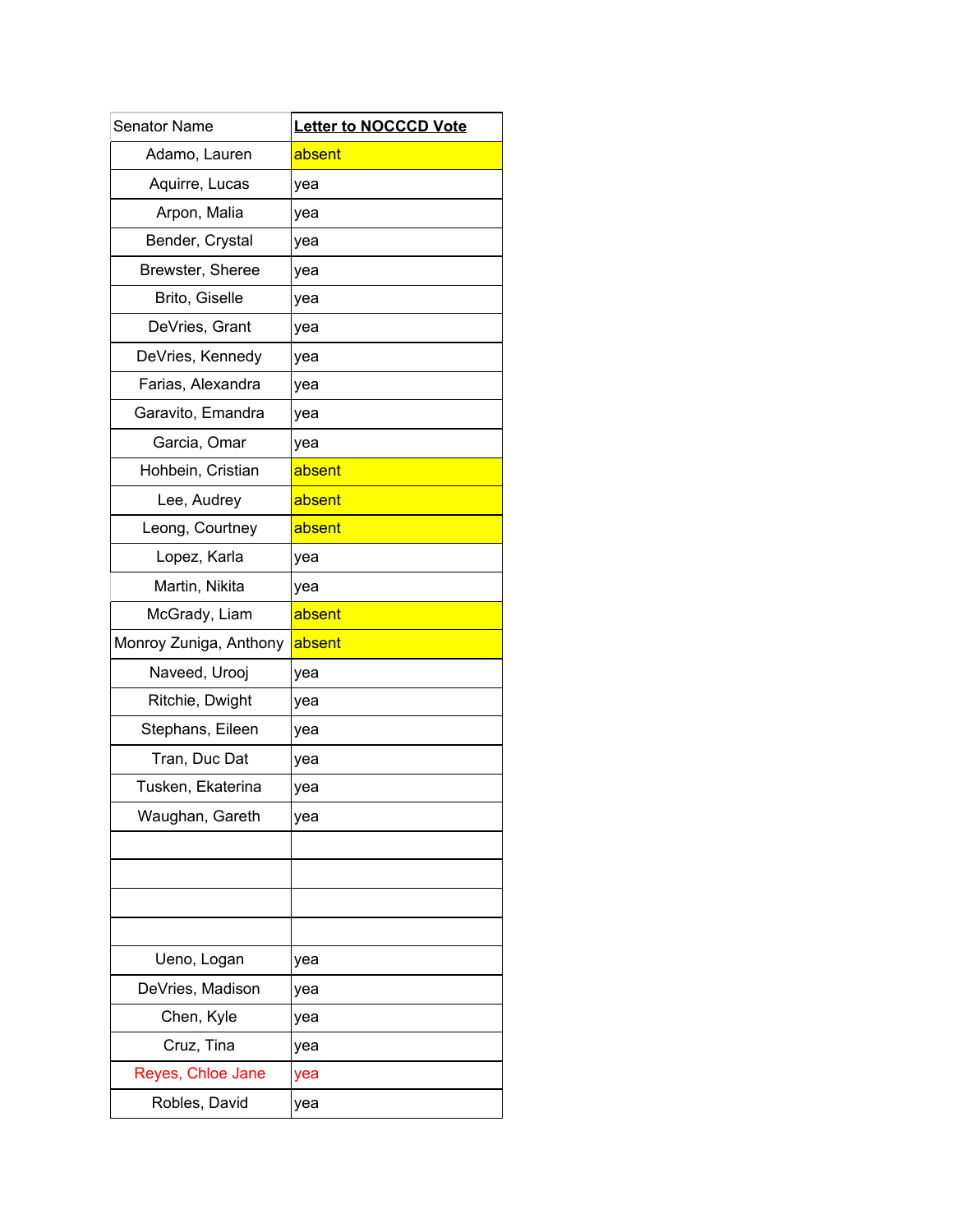| Senator Name | **Letter to NOCCCD Vote** |
|---|---|
| Adamo, Lauren | absent |
| Aquirre, Lucas | yea |
| Arpon, Malia | yea |
| Bender, Crystal | yea |
| Brewster, Sheree | yea |
| Brito, Giselle | yea |
| DeVries, Grant | yea |
| DeVries, Kennedy | yea |
| Farias, Alexandra | yea |
| Garavito, Emandra | yea |
| Garcia, Omar | yea |
| Hohbein, Cristian | absent |
| Lee, Audrey | absent |
| Leong, Courtney | absent |
| Lopez, Karla | yea |
| Martin, Nikita | yea |
| McGrady, Liam | absent |
| Monroy Zuniga, Anthony | absent |
| Naveed, Urooj | yea |
| Ritchie, Dwight | yea |
| Stephans, Eileen | yea |
| Tran, Duc Dat | yea |
| Tusken, Ekaterina | yea |
| Waughan, Gareth | yea |
| | |
| | |
| | |
| | |
| Ueno, Logan | yea |
| DeVries, Madison | yea |
| Chen, Kyle | yea |
| Cruz, Tina | yea |
| Reyes, Chloe Jane | yea |
| Robles, David | yea |